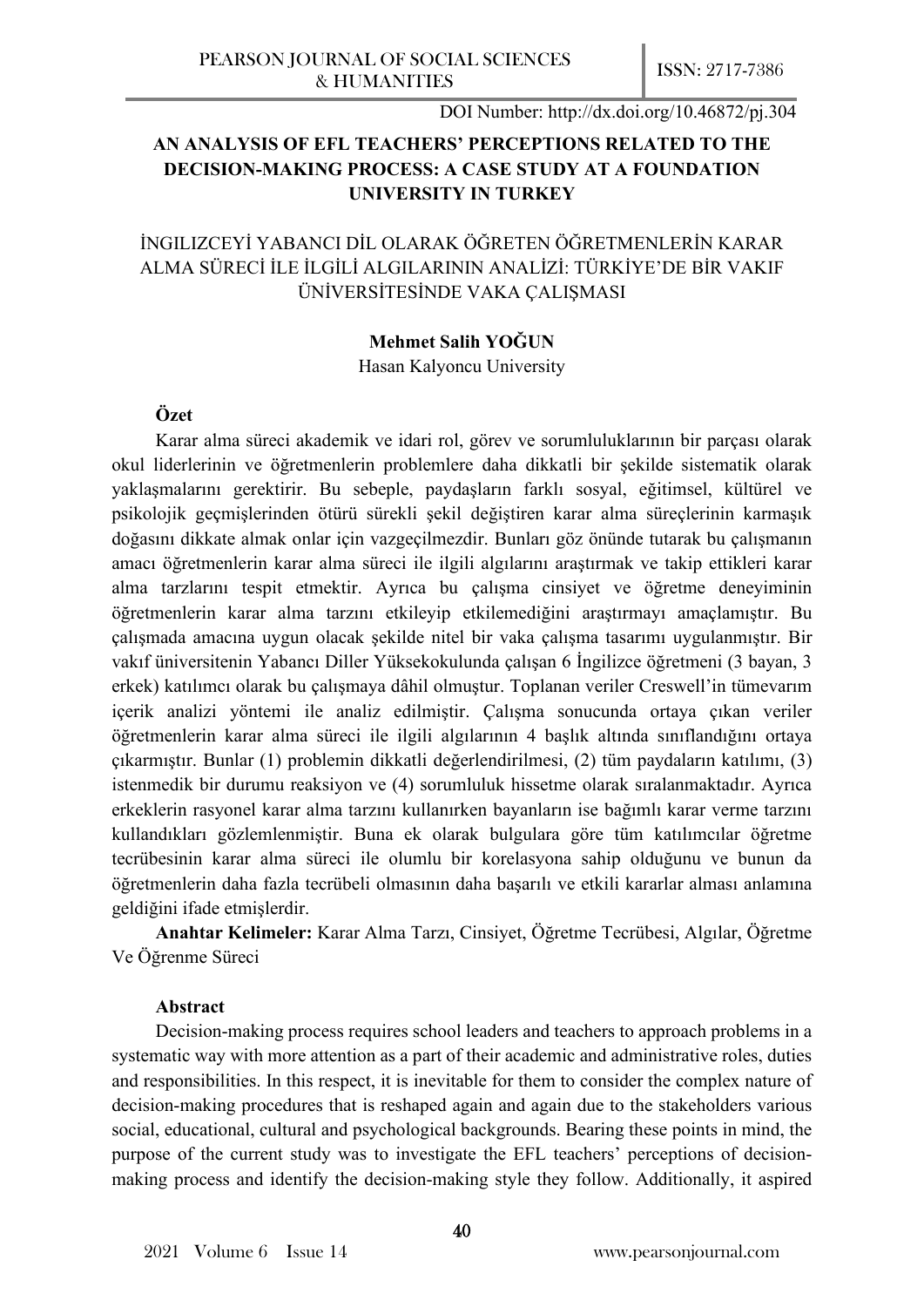DOI Number: http://dx.doi.org/10.46872/pj.304

# AN ANALYSIS OF EFL TEACHERS' PERCEPTIONS RELATED TO THE DECISION-MAKING PROCESS: A CASE STUDY AT A FOUNDATION UNIVERSITY IN TURKEY

## İNGILIZCEYİ YABANCI DİL OLARAK ÖĞRETEN ÖĞRETMENLERİN KARAR ALMA SÜRECİ İLE İLGİLİ ALGILARININ ANALİZİ: TÜRKİYE'DE BİR VAKIF ÜNİVERSİTESİNDE VAKA ÇALIŞMASI

**Mehmet Salih YOĞUN**

Hasan Kalyoncu University

**Özet**

Karar alma süreci akademik ve idari rol, görev ve sorumluluklarının bir parçası olarak okul liderlerinin ve öğretmenlerin problemlere daha dikkatli bir şekilde sistematik olarak yaklaşmalarını gerektirir. Bu sebeple, paydaşların farklı sosyal, eğitimsel, kültürel ve psikolojik geçmişlerinden ötürü sürekli şekil değiştiren karar alma süreçlerinin karmaşık doğasını dikkate almak onlar için vazgeçilmezdir. Bunları göz önünde tutarak bu çalışmanın amacı öğretmenlerin karar alma süreci ile ilgili algılarını araştırmak ve takip ettikleri karar alma tarzlarını tespit etmektir. Ayrıca bu çalışma cinsiyet ve öğretme deneyiminin öğretmenlerin karar alma tarzını etkileyip etkilemediğini araştırmayı amaçlamıştır. Bu çalışmada amacına uygun olacak şekilde nitel bir vaka çalışma tasarımı uygulanmıştır. Bir vakıf üniversitenin Yabancı Diller Yüksekokulunda çalışan 6 İngilizce öğretmeni (3 bayan, 3 erkek) katılımcı olarak bu çalışmaya dâhil olmuştur. Toplanan veriler Creswell'in tümevarım içerik analizi yöntemi ile analiz edilmiştir. Çalışma sonucunda ortaya çıkan veriler öğretmenlerin karar alma süreci ile ilgili algılarının 4 başlık altında sınıflandığını ortaya çıkarmıştır. Bunlar (1) problemin dikkatli değerlendirilmesi, (2) tüm paydaların katılımı, (3) istenmedik bir durumu reaksiyon ve (4) sorumluluk hissetme olarak sıralanmaktadır. Ayrıca erkeklerin rasyonel karar alma tarzını kullanırken bayanların ise bağımlı karar verme tarzını kullandıkları gözlemlenmiştir. Buna ek olarak bulgulara göre tüm katılımcılar öğretme tecrübesinin karar alma süreci ile olumlu bir korelasyona sahip olduğunu ve bunun da öğretmenlerin daha fazla tecrübeli olmasının daha başarılı ve etkili kararlar alması anlamına geldiğini ifade etmişlerdir.

**Anahtar Kelimeler:** Karar Alma Tarzı, Cinsiyet, Öğretme Tecrübesi, Algılar, Öğretme Ve Öğrenme Süreci

**Abstract**

Decision-making process requires school leaders and teachers to approach problems in a systematic way with more attention as a part of their academic and administrative roles, duties and responsibilities. In this respect, it is inevitable for them to consider the complex nature of decision-making procedures that is reshaped again and again due to the stakeholders various social, educational, cultural and psychological backgrounds. Bearing these points in mind, the purpose of the current study was to investigate the EFL teachers' perceptions of decision-making process and identify the decision-making style they follow. Additionally, it aspired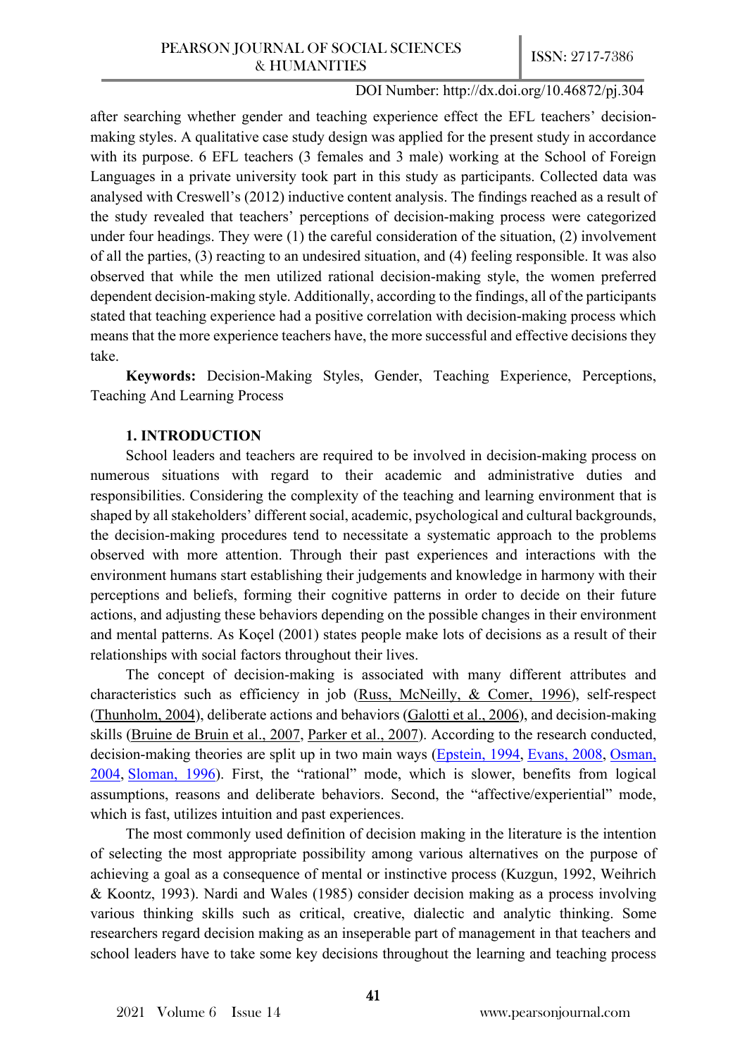after searching whether gender and teaching experience effect the EFL teachers' decision-making styles. A qualitative case study design was applied for the present study in accordance with its purpose. 6 EFL teachers (3 females and 3 male) working at the School of Foreign Languages in a private university took part in this study as participants. Collected data was analysed with Creswell's (2012) inductive content analysis. The findings reached as a result of the study revealed that teachers' perceptions of decision-making process were categorized under four headings. They were (1) the careful consideration of the situation, (2) involvement of all the parties, (3) reacting to an undesired situation, and (4) feeling responsible. It was also observed that while the men utilized rational decision-making style, the women preferred dependent decision-making style. Additionally, according to the findings, all of the participants stated that teaching experience had a positive correlation with decision-making process which means that the more experience teachers have, the more successful and effective decisions they take.

**Keywords:** Decision-Making Styles, Gender, Teaching Experience, Perceptions, Teaching And Learning Process

## 1. INTRODUCTION

School leaders and teachers are required to be involved in decision-making process on numerous situations with regard to their academic and administrative duties and responsibilities. Considering the complexity of the teaching and learning environment that is shaped by all stakeholders' different social, academic, psychological and cultural backgrounds, the decision-making procedures tend to necessitate a systematic approach to the problems observed with more attention. Through their past experiences and interactions with the environment humans start establishing their judgements and knowledge in harmony with their perceptions and beliefs, forming their cognitive patterns in order to decide on their future actions, and adjusting these behaviors depending on the possible changes in their environment and mental patterns. As Koçel (2001) states people make lots of decisions as a result of their relationships with social factors throughout their lives.

The concept of decision-making is associated with many different attributes and characteristics such as efficiency in job (Russ, McNeilly, & Comer, 1996), self-respect (Thunholm, 2004), deliberate actions and behaviors (Galotti et al., 2006), and decision-making skills (Bruine de Bruin et al., 2007, Parker et al., 2007). According to the research conducted, decision-making theories are split up in two main ways (Epstein, 1994, Evans, 2008, Osman, 2004, Sloman, 1996). First, the "rational" mode, which is slower, benefits from logical assumptions, reasons and deliberate behaviors. Second, the "affective/experiential" mode, which is fast, utilizes intuition and past experiences.

The most commonly used definition of decision making in the literature is the intention of selecting the most appropriate possibility among various alternatives on the purpose of achieving a goal as a consequence of mental or instinctive process (Kuzgun, 1992, Weihrich & Koontz, 1993). Nardi and Wales (1985) consider decision making as a process involving various thinking skills such as critical, creative, dialectic and analytic thinking. Some researchers regard decision making as an inseperable part of management in that teachers and school leaders have to take some key decisions throughout the learning and teaching process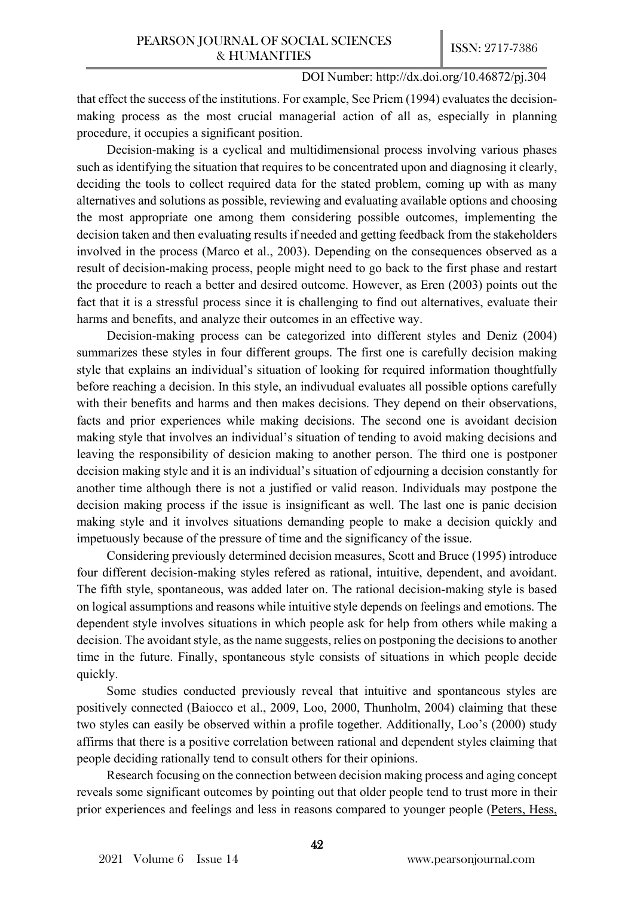that effect the success of the institutions. For example, See Priem (1994) evaluates the decision-making process as the most crucial managerial action of all as, especially in planning procedure, it occupies a significant position.

Decision-making is a cyclical and multidimensional process involving various phases such as identifying the situation that requires to be concentrated upon and diagnosing it clearly, deciding the tools to collect required data for the stated problem, coming up with as many alternatives and solutions as possible, reviewing and evaluating available options and choosing the most appropriate one among them considering possible outcomes, implementing the decision taken and then evaluating results if needed and getting feedback from the stakeholders involved in the process (Marco et al., 2003). Depending on the consequences observed as a result of decision-making process, people might need to go back to the first phase and restart the procedure to reach a better and desired outcome. However, as Eren (2003) points out the fact that it is a stressful process since it is challenging to find out alternatives, evaluate their harms and benefits, and analyze their outcomes in an effective way.

Decision-making process can be categorized into different styles and Deniz (2004) summarizes these styles in four different groups. The first one is carefully decision making style that explains an individual's situation of looking for required information thoughtfully before reaching a decision. In this style, an indivudual evaluates all possible options carefully with their benefits and harms and then makes decisions. They depend on their observations, facts and prior experiences while making decisions. The second one is avoidant decision making style that involves an individual's situation of tending to avoid making decisions and leaving the responsibility of desicion making to another person. The third one is postponer decision making style and it is an individual's situation of edjourning a decision constantly for another time although there is not a justified or valid reason. Individuals may postpone the decision making process if the issue is insignificant as well. The last one is panic decision making style and it involves situations demanding people to make a decision quickly and impetuously because of the pressure of time and the significancy of the issue.

Considering previously determined decision measures, Scott and Bruce (1995) introduce four different decision-making styles refered as rational, intuitive, dependent, and avoidant. The fifth style, spontaneous, was added later on. The rational decision-making style is based on logical assumptions and reasons while intuitive style depends on feelings and emotions. The dependent style involves situations in which people ask for help from others while making a decision. The avoidant style, as the name suggests, relies on postponing the decisions to another time in the future. Finally, spontaneous style consists of situations in which people decide quickly.

Some studies conducted previously reveal that intuitive and spontaneous styles are positively connected (Baiocco et al., 2009, Loo, 2000, Thunholm, 2004) claiming that these two styles can easily be observed within a profile together. Additionally, Loo's (2000) study affirms that there is a positive correlation between rational and dependent styles claiming that people deciding rationally tend to consult others for their opinions.

Research focusing on the connection between decision making process and aging concept reveals some significant outcomes by pointing out that older people tend to trust more in their prior experiences and feelings and less in reasons compared to younger people (Peters, Hess,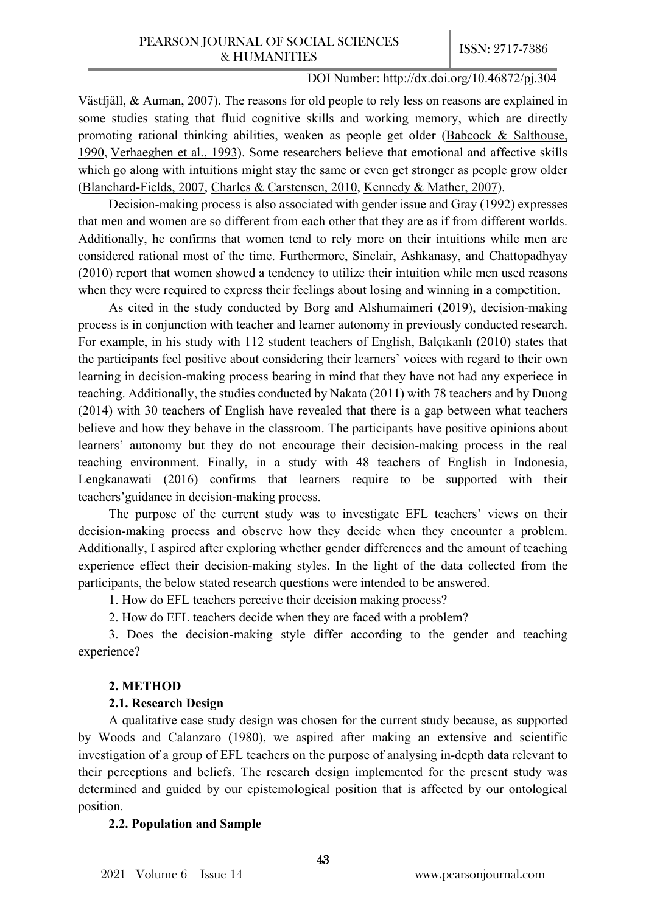Västfjäll, & Auman, 2007). The reasons for old people to rely less on reasons are explained in some studies stating that fluid cognitive skills and working memory, which are directly promoting rational thinking abilities, weaken as people get older (Babcock & Salthouse, 1990, Verhaeghen et al., 1993). Some researchers believe that emotional and affective skills which go along with intuitions might stay the same or even get stronger as people grow older (Blanchard-Fields, 2007, Charles & Carstensen, 2010, Kennedy & Mather, 2007).

Decision-making process is also associated with gender issue and Gray (1992) expresses that men and women are so different from each other that they are as if from different worlds. Additionally, he confirms that women tend to rely more on their intuitions while men are considered rational most of the time. Furthermore, Sinclair, Ashkanasy, and Chattopadhyay (2010) report that women showed a tendency to utilize their intuition while men used reasons when they were required to express their feelings about losing and winning in a competition.

As cited in the study conducted by Borg and Alshumaimeri (2019), decision-making process is in conjunction with teacher and learner autonomy in previously conducted research. For example, in his study with 112 student teachers of English, Balçıkanlı (2010) states that the participants feel positive about considering their learners' voices with regard to their own learning in decision-making process bearing in mind that they have not had any experiece in teaching. Additionally, the studies conducted by Nakata (2011) with 78 teachers and by Duong (2014) with 30 teachers of English have revealed that there is a gap between what teachers believe and how they behave in the classroom. The participants have positive opinions about learners' autonomy but they do not encourage their decision-making process in the real teaching environment. Finally, in a study with 48 teachers of English in Indonesia, Lengkanawati (2016) confirms that learners require to be supported with their teachers'guidance in decision-making process.

The purpose of the current study was to investigate EFL teachers' views on their decision-making process and observe how they decide when they encounter a problem. Additionally, I aspired after exploring whether gender differences and the amount of teaching experience effect their decision-making styles. In the light of the data collected from the participants, the below stated research questions were intended to be answered.

1. How do EFL teachers perceive their decision making process?
2. How do EFL teachers decide when they are faced with a problem?
3. Does the decision-making style differ according to the gender and teaching experience?

## 2. METHOD

### 2.1. Research Design

A qualitative case study design was chosen for the current study because, as supported by Woods and Calanzaro (1980), we aspired after making an extensive and scientific investigation of a group of EFL teachers on the purpose of analysing in-depth data relevant to their perceptions and beliefs. The research design implemented for the present study was determined and guided by our epistemological position that is affected by our ontological position.

### 2.2. Population and Sample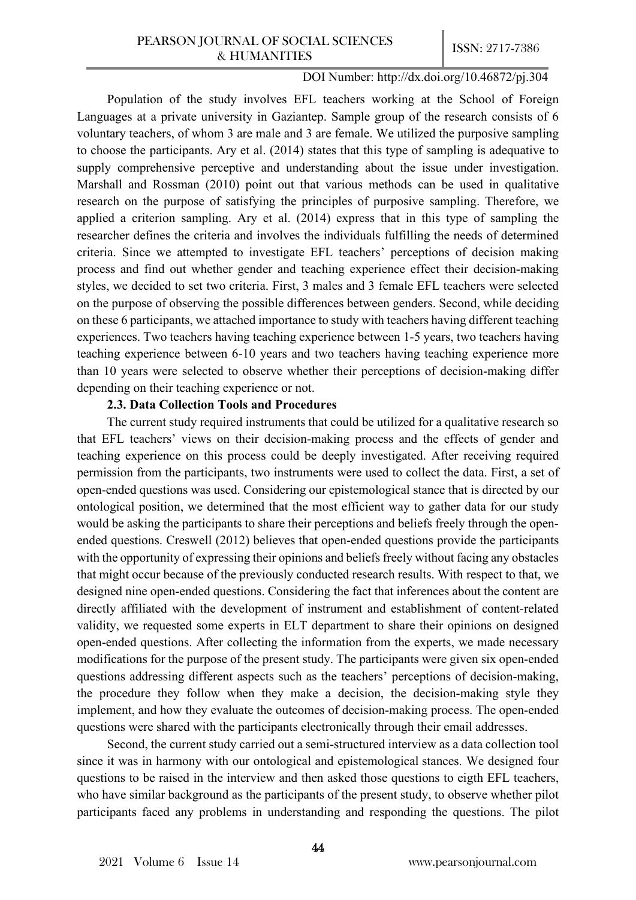Population of the study involves EFL teachers working at the School of Foreign Languages at a private university in Gaziantep. Sample group of the research consists of 6 voluntary teachers, of whom 3 are male and 3 are female. We utilized the purposive sampling to choose the participants. Ary et al. (2014) states that this type of sampling is adequative to supply comprehensive perceptive and understanding about the issue under investigation. Marshall and Rossman (2010) point out that various methods can be used in qualitative research on the purpose of satisfying the principles of purposive sampling. Therefore, we applied a criterion sampling. Ary et al. (2014) express that in this type of sampling the researcher defines the criteria and involves the individuals fulfilling the needs of determined criteria. Since we attempted to investigate EFL teachers' perceptions of decision making process and find out whether gender and teaching experience effect their decision-making styles, we decided to set two criteria. First, 3 males and 3 female EFL teachers were selected on the purpose of observing the possible differences between genders. Second, while deciding on these 6 participants, we attached importance to study with teachers having different teaching experiences. Two teachers having teaching experience between 1-5 years, two teachers having teaching experience between 6-10 years and two teachers having teaching experience more than 10 years were selected to observe whether their perceptions of decision-making differ depending on their teaching experience or not.

### 2.3. Data Collection Tools and Procedures

The current study required instruments that could be utilized for a qualitative research so that EFL teachers' views on their decision-making process and the effects of gender and teaching experience on this process could be deeply investigated. After receiving required permission from the participants, two instruments were used to collect the data. First, a set of open-ended questions was used. Considering our epistemological stance that is directed by our ontological position, we determined that the most efficient way to gather data for our study would be asking the participants to share their perceptions and beliefs freely through the open-ended questions. Creswell (2012) believes that open-ended questions provide the participants with the opportunity of expressing their opinions and beliefs freely without facing any obstacles that might occur because of the previously conducted research results. With respect to that, we designed nine open-ended questions. Considering the fact that inferences about the content are directly affiliated with the development of instrument and establishment of content-related validity, we requested some experts in ELT department to share their opinions on designed open-ended questions. After collecting the information from the experts, we made necessary modifications for the purpose of the present study. The participants were given six open-ended questions addressing different aspects such as the teachers' perceptions of decision-making, the procedure they follow when they make a decision, the decision-making style they implement, and how they evaluate the outcomes of decision-making process. The open-ended questions were shared with the participants electronically through their email addresses.

Second, the current study carried out a semi-structured interview as a data collection tool since it was in harmony with our ontological and epistemological stances. We designed four questions to be raised in the interview and then asked those questions to eigth EFL teachers, who have similar background as the participants of the present study, to observe whether pilot participants faced any problems in understanding and responding the questions. The pilot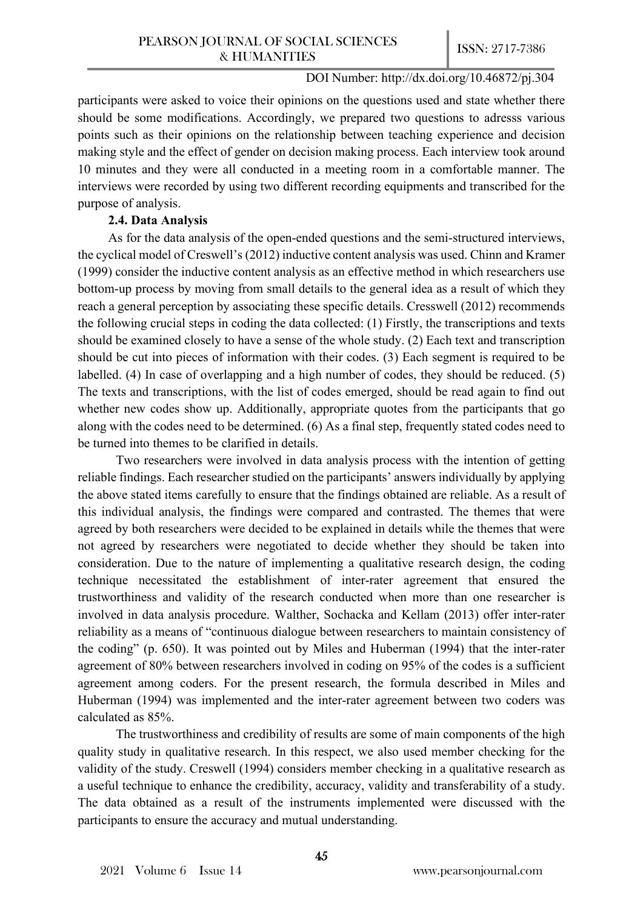participants were asked to voice their opinions on the questions used and state whether there should be some modifications. Accordingly, we prepared two questions to adresss various points such as their opinions on the relationship between teaching experience and decision making style and the effect of gender on decision making process. Each interview took around 10 minutes and they were all conducted in a meeting room in a comfortable manner. The interviews were recorded by using two different recording equipments and transcribed for the purpose of analysis.

### 2.4. Data Analysis

As for the data analysis of the open-ended questions and the semi-structured interviews, the cyclical model of Creswell's (2012) inductive content analysis was used. Chinn and Kramer (1999) consider the inductive content analysis as an effective method in which researchers use bottom-up process by moving from small details to the general idea as a result of which they reach a general perception by associating these specific details. Cresswell (2012) recommends the following crucial steps in coding the data collected: (1) Firstly, the transcriptions and texts should be examined closely to have a sense of the whole study. (2) Each text and transcription should be cut into pieces of information with their codes. (3) Each segment is required to be labelled. (4) In case of overlapping and a high number of codes, they should be reduced. (5) The texts and transcriptions, with the list of codes emerged, should be read again to find out whether new codes show up. Additionally, appropriate quotes from the participants that go along with the codes need to be determined. (6) As a final step, frequently stated codes need to be turned into themes to be clarified in details.

Two researchers were involved in data analysis process with the intention of getting reliable findings. Each researcher studied on the participants' answers individually by applying the above stated items carefully to ensure that the findings obtained are reliable. As a result of this individual analysis, the findings were compared and contrasted. The themes that were agreed by both researchers were decided to be explained in details while the themes that were not agreed by researchers were negotiated to decide whether they should be taken into consideration. Due to the nature of implementing a qualitative research design, the coding technique necessitated the establishment of inter-rater agreement that ensured the trustworthiness and validity of the research conducted when more than one researcher is involved in data analysis procedure. Walther, Sochacka and Kellam (2013) offer inter-rater reliability as a means of "continuous dialogue between researchers to maintain consistency of the coding" (p. 650). It was pointed out by Miles and Huberman (1994) that the inter-rater agreement of 80% between researchers involved in coding on 95% of the codes is a sufficient agreement among coders. For the present research, the formula described in Miles and Huberman (1994) was implemented and the inter-rater agreement between two coders was calculated as 85%.

The trustworthiness and credibility of results are some of main components of the high quality study in qualitative research. In this respect, we also used member checking for the validity of the study. Creswell (1994) considers member checking in a qualitative research as a useful technique to enhance the credibility, accuracy, validity and transferability of a study. The data obtained as a result of the instruments implemented were discussed with the participants to ensure the accuracy and mutual understanding.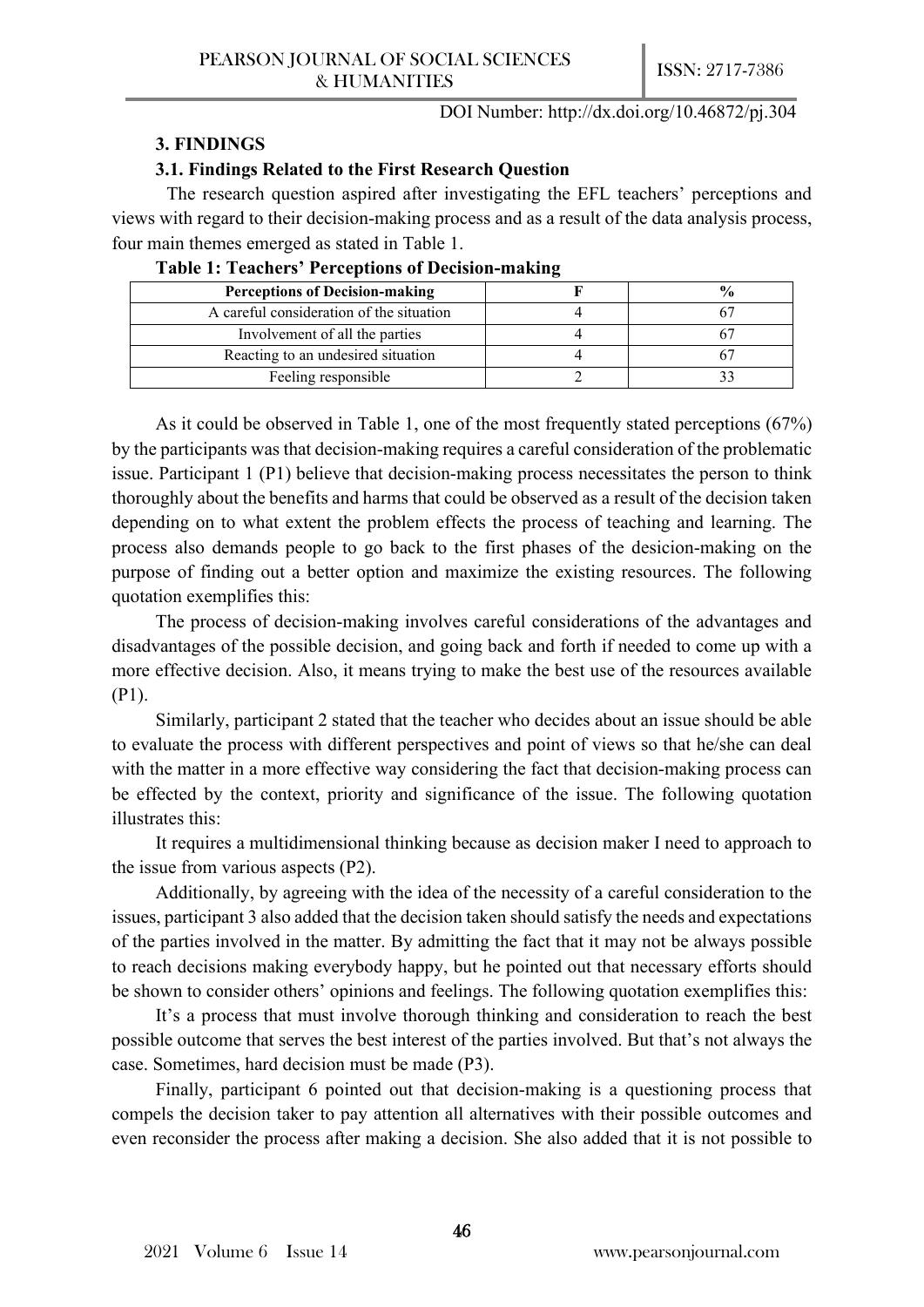### 3. FINDINGS

#### 3.1. Findings Related to the First Research Question

The research question aspired after investigating the EFL teachers' perceptions and views with regard to their decision-making process and as a result of the data analysis process, four main themes emerged as stated in Table 1.

**Table 1: Teachers' Perceptions of Decision-making**

| Perceptions of Decision-making | F | % |
|---|---|---|
| A careful consideration of the situation | 4 | 67 |
| Involvement of all the parties | 4 | 67 |
| Reacting to an undesired situation | 4 | 67 |
| Feeling responsible | 2 | 33 |

As it could be observed in Table 1, one of the most frequently stated perceptions (67%) by the participants was that decision-making requires a careful consideration of the problematic issue. Participant 1 (P1) believe that decision-making process necessitates the person to think thoroughly about the benefits and harms that could be observed as a result of the decision taken depending on to what extent the problem effects the process of teaching and learning. The process also demands people to go back to the first phases of the desicion-making on the purpose of finding out a better option and maximize the existing resources. The following quotation exemplifies this:

The process of decision-making involves careful considerations of the advantages and disadvantages of the possible decision, and going back and forth if needed to come up with a more effective decision. Also, it means trying to make the best use of the resources available (P1).

Similarly, participant 2 stated that the teacher who decides about an issue should be able to evaluate the process with different perspectives and point of views so that he/she can deal with the matter in a more effective way considering the fact that decision-making process can be effected by the context, priority and significance of the issue. The following quotation illustrates this:

It requires a multidimensional thinking because as decision maker I need to approach to the issue from various aspects (P2).

Additionally, by agreeing with the idea of the necessity of a careful consideration to the issues, participant 3 also added that the decision taken should satisfy the needs and expectations of the parties involved in the matter. By admitting the fact that it may not be always possible to reach decisions making everybody happy, but he pointed out that necessary efforts should be shown to consider others' opinions and feelings. The following quotation exemplifies this:

It's a process that must involve thorough thinking and consideration to reach the best possible outcome that serves the best interest of the parties involved. But that's not always the case. Sometimes, hard decision must be made (P3).

Finally, participant 6 pointed out that decision-making is a questioning process that compels the decision taker to pay attention all alternatives with their possible outcomes and even reconsider the process after making a decision. She also added that it is not possible to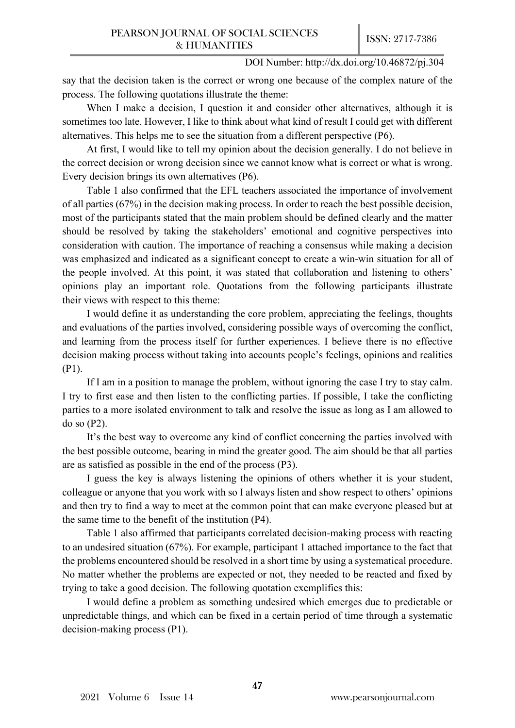say that the decision taken is the correct or wrong one because of the complex nature of the process. The following quotations illustrate the theme:

When I make a decision, I question it and consider other alternatives, although it is sometimes too late. However, I like to think about what kind of result I could get with different alternatives. This helps me to see the situation from a different perspective (P6).

At first, I would like to tell my opinion about the decision generally. I do not believe in the correct decision or wrong decision since we cannot know what is correct or what is wrong. Every decision brings its own alternatives (P6).

Table 1 also confirmed that the EFL teachers associated the importance of involvement of all parties (67%) in the decision making process. In order to reach the best possible decision, most of the participants stated that the main problem should be defined clearly and the matter should be resolved by taking the stakeholders' emotional and cognitive perspectives into consideration with caution. The importance of reaching a consensus while making a decision was emphasized and indicated as a significant concept to create a win-win situation for all of the people involved. At this point, it was stated that collaboration and listening to others' opinions play an important role. Quotations from the following participants illustrate their views with respect to this theme:

I would define it as understanding the core problem, appreciating the feelings, thoughts and evaluations of the parties involved, considering possible ways of overcoming the conflict, and learning from the process itself for further experiences. I believe there is no effective decision making process without taking into accounts people's feelings, opinions and realities (P1).

If I am in a position to manage the problem, without ignoring the case I try to stay calm. I try to first ease and then listen to the conflicting parties. If possible, I take the conflicting parties to a more isolated environment to talk and resolve the issue as long as I am allowed to do so (P2).

It's the best way to overcome any kind of conflict concerning the parties involved with the best possible outcome, bearing in mind the greater good. The aim should be that all parties are as satisfied as possible in the end of the process (P3).

I guess the key is always listening the opinions of others whether it is your student, colleague or anyone that you work with so I always listen and show respect to others' opinions and then try to find a way to meet at the common point that can make everyone pleased but at the same time to the benefit of the institution (P4).

Table 1 also affirmed that participants correlated decision-making process with reacting to an undesired situation (67%). For example, participant 1 attached importance to the fact that the problems encountered should be resolved in a short time by using a systematical procedure. No matter whether the problems are expected or not, they needed to be reacted and fixed by trying to take a good decision. The following quotation exemplifies this:

I would define a problem as something undesired which emerges due to predictable or unpredictable things, and which can be fixed in a certain period of time through a systematic decision-making process (P1).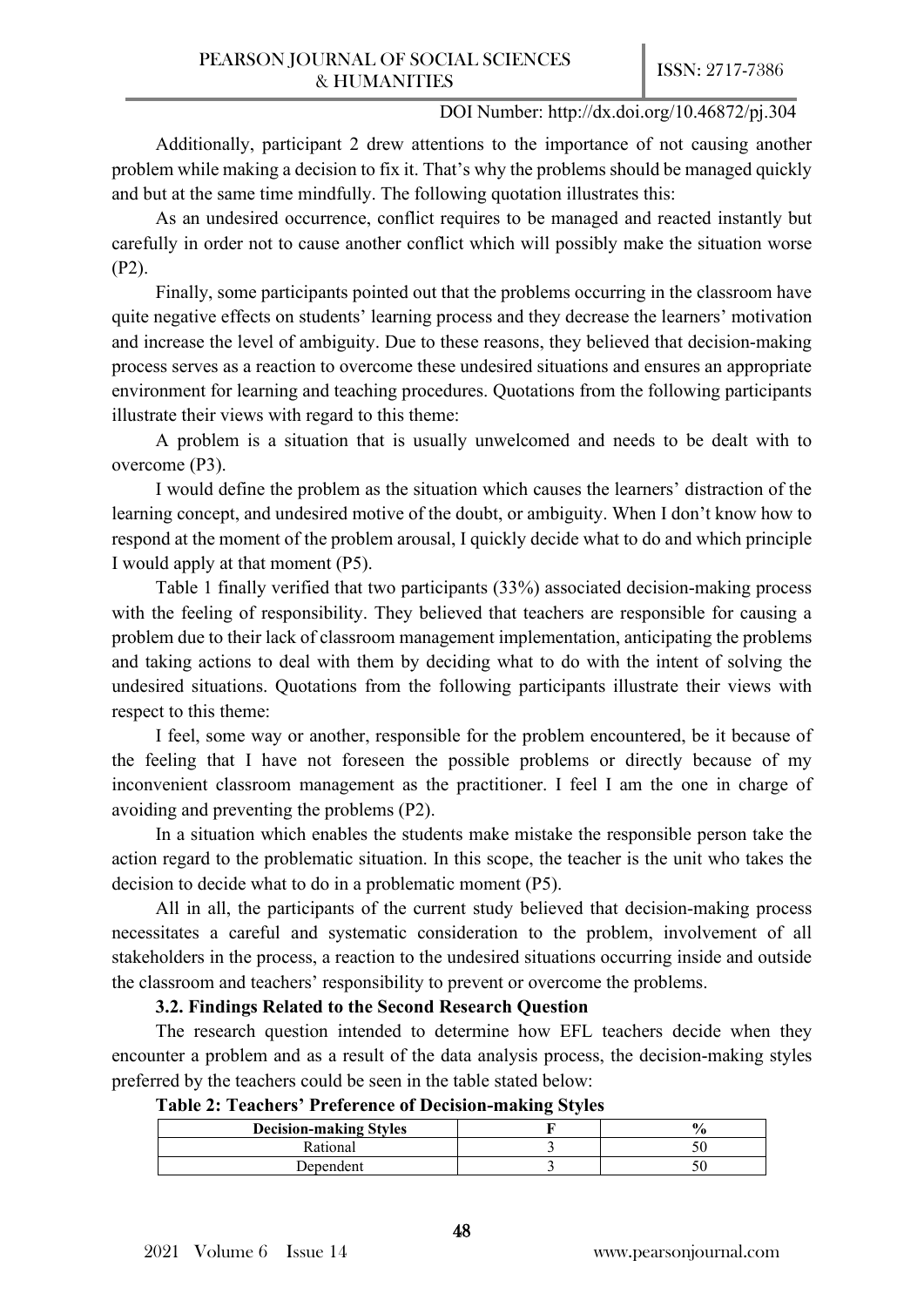Additionally, participant 2 drew attentions to the importance of not causing another problem while making a decision to fix it. That's why the problems should be managed quickly and but at the same time mindfully. The following quotation illustrates this:

As an undesired occurrence, conflict requires to be managed and reacted instantly but carefully in order not to cause another conflict which will possibly make the situation worse (P2).

Finally, some participants pointed out that the problems occurring in the classroom have quite negative effects on students' learning process and they decrease the learners' motivation and increase the level of ambiguity. Due to these reasons, they believed that decision-making process serves as a reaction to overcome these undesired situations and ensures an appropriate environment for learning and teaching procedures. Quotations from the following participants illustrate their views with regard to this theme:

A problem is a situation that is usually unwelcomed and needs to be dealt with to overcome (P3).

I would define the problem as the situation which causes the learners' distraction of the learning concept, and undesired motive of the doubt, or ambiguity. When I don't know how to respond at the moment of the problem arousal, I quickly decide what to do and which principle I would apply at that moment (P5).

Table 1 finally verified that two participants (33%) associated decision-making process with the feeling of responsibility. They believed that teachers are responsible for causing a problem due to their lack of classroom management implementation, anticipating the problems and taking actions to deal with them by deciding what to do with the intent of solving the undesired situations. Quotations from the following participants illustrate their views with respect to this theme:

I feel, some way or another, responsible for the problem encountered, be it because of the feeling that I have not foreseen the possible problems or directly because of my inconvenient classroom management as the practitioner. I feel I am the one in charge of avoiding and preventing the problems (P2).

In a situation which enables the students make mistake the responsible person take the action regard to the problematic situation. In this scope, the teacher is the unit who takes the decision to decide what to do in a problematic moment (P5).

All in all, the participants of the current study believed that decision-making process necessitates a careful and systematic consideration to the problem, involvement of all stakeholders in the process, a reaction to the undesired situations occurring inside and outside the classroom and teachers' responsibility to prevent or overcome the problems.

### 3.2. Findings Related to the Second Research Question

The research question intended to determine how EFL teachers decide when they encounter a problem and as a result of the data analysis process, the decision-making styles preferred by the teachers could be seen in the table stated below:

**Table 2: Teachers' Preference of Decision-making Styles**

| Decision-making Styles | F | % |
|---|---|---|
| Rational | 3 | 50 |
| Dependent | 3 | 50 |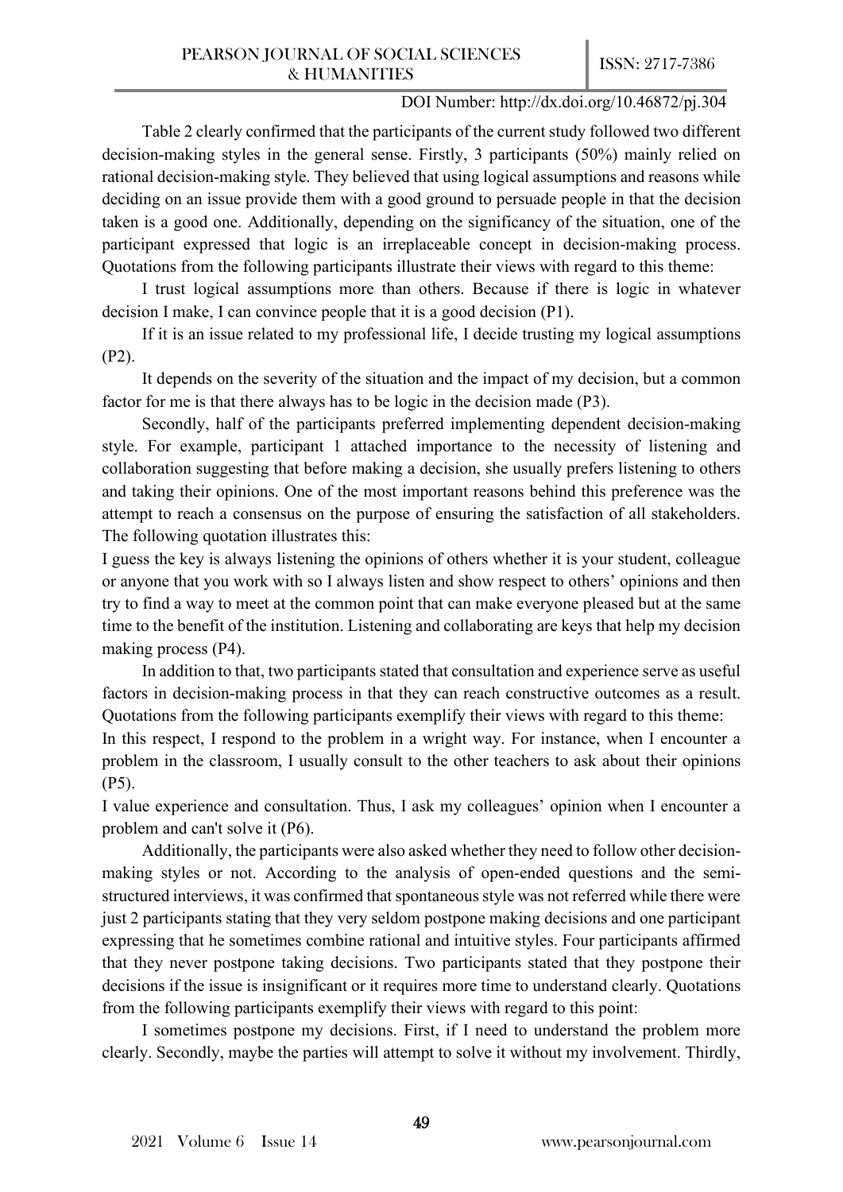Table 2 clearly confirmed that the participants of the current study followed two different decision-making styles in the general sense. Firstly, 3 participants (50%) mainly relied on rational decision-making style. They believed that using logical assumptions and reasons while deciding on an issue provide them with a good ground to persuade people in that the decision taken is a good one. Additionally, depending on the significancy of the situation, one of the participant expressed that logic is an irreplaceable concept in decision-making process. Quotations from the following participants illustrate their views with regard to this theme:

I trust logical assumptions more than others. Because if there is logic in whatever decision I make, I can convince people that it is a good decision (P1).

If it is an issue related to my professional life, I decide trusting my logical assumptions (P2).

It depends on the severity of the situation and the impact of my decision, but a common factor for me is that there always has to be logic in the decision made (P3).

Secondly, half of the participants preferred implementing dependent decision-making style. For example, participant 1 attached importance to the necessity of listening and collaboration suggesting that before making a decision, she usually prefers listening to others and taking their opinions. One of the most important reasons behind this preference was the attempt to reach a consensus on the purpose of ensuring the satisfaction of all stakeholders. The following quotation illustrates this:

I guess the key is always listening the opinions of others whether it is your student, colleague or anyone that you work with so I always listen and show respect to others' opinions and then try to find a way to meet at the common point that can make everyone pleased but at the same time to the benefit of the institution. Listening and collaborating are keys that help my decision making process (P4).

In addition to that, two participants stated that consultation and experience serve as useful factors in decision-making process in that they can reach constructive outcomes as a result. Quotations from the following participants exemplify their views with regard to this theme:

In this respect, I respond to the problem in a wright way. For instance, when I encounter a problem in the classroom, I usually consult to the other teachers to ask about their opinions (P5).

I value experience and consultation. Thus, I ask my colleagues' opinion when I encounter a problem and can't solve it (P6).

Additionally, the participants were also asked whether they need to follow other decision-making styles or not. According to the analysis of open-ended questions and the semi-structured interviews, it was confirmed that spontaneous style was not referred while there were just 2 participants stating that they very seldom postpone making decisions and one participant expressing that he sometimes combine rational and intuitive styles. Four participants affirmed that they never postpone taking decisions. Two participants stated that they postpone their decisions if the issue is insignificant or it requires more time to understand clearly. Quotations from the following participants exemplify their views with regard to this point:

I sometimes postpone my decisions. First, if I need to understand the problem more clearly. Secondly, maybe the parties will attempt to solve it without my involvement. Thirdly,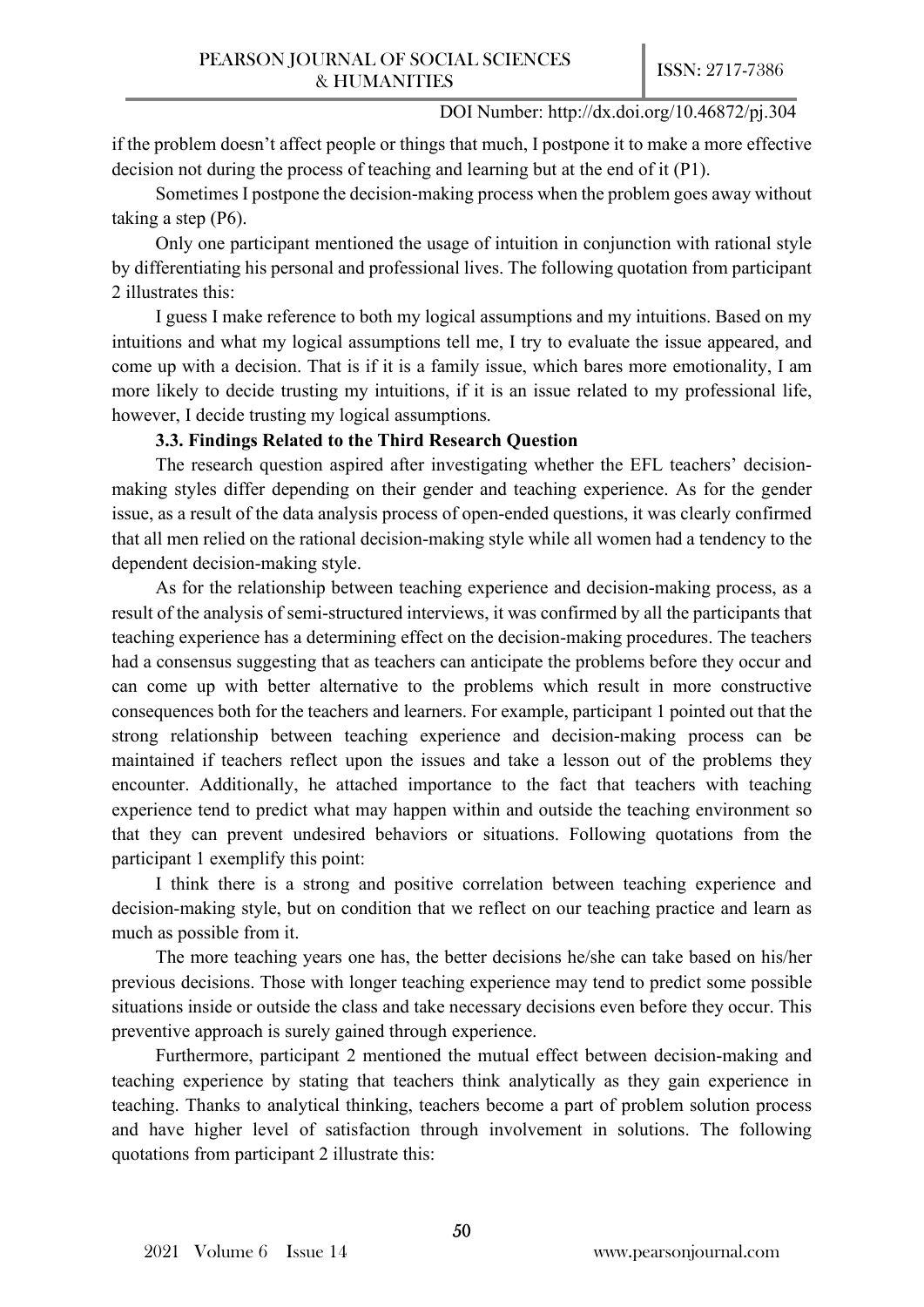if the problem doesn't affect people or things that much, I postpone it to make a more effective decision not during the process of teaching and learning but at the end of it (P1).

Sometimes I postpone the decision-making process when the problem goes away without taking a step (P6).

Only one participant mentioned the usage of intuition in conjunction with rational style by differentiating his personal and professional lives. The following quotation from participant 2 illustrates this:

I guess I make reference to both my logical assumptions and my intuitions. Based on my intuitions and what my logical assumptions tell me, I try to evaluate the issue appeared, and come up with a decision. That is if it is a family issue, which bares more emotionality, I am more likely to decide trusting my intuitions, if it is an issue related to my professional life, however, I decide trusting my logical assumptions.

### 3.3. Findings Related to the Third Research Question

The research question aspired after investigating whether the EFL teachers' decision-making styles differ depending on their gender and teaching experience. As for the gender issue, as a result of the data analysis process of open-ended questions, it was clearly confirmed that all men relied on the rational decision-making style while all women had a tendency to the dependent decision-making style.

As for the relationship between teaching experience and decision-making process, as a result of the analysis of semi-structured interviews, it was confirmed by all the participants that teaching experience has a determining effect on the decision-making procedures. The teachers had a consensus suggesting that as teachers can anticipate the problems before they occur and can come up with better alternative to the problems which result in more constructive consequences both for the teachers and learners. For example, participant 1 pointed out that the strong relationship between teaching experience and decision-making process can be maintained if teachers reflect upon the issues and take a lesson out of the problems they encounter. Additionally, he attached importance to the fact that teachers with teaching experience tend to predict what may happen within and outside the teaching environment so that they can prevent undesired behaviors or situations. Following quotations from the participant 1 exemplify this point:

I think there is a strong and positive correlation between teaching experience and decision-making style, but on condition that we reflect on our teaching practice and learn as much as possible from it.

The more teaching years one has, the better decisions he/she can take based on his/her previous decisions. Those with longer teaching experience may tend to predict some possible situations inside or outside the class and take necessary decisions even before they occur. This preventive approach is surely gained through experience.

Furthermore, participant 2 mentioned the mutual effect between decision-making and teaching experience by stating that teachers think analytically as they gain experience in teaching. Thanks to analytical thinking, teachers become a part of problem solution process and have higher level of satisfaction through involvement in solutions. The following quotations from participant 2 illustrate this: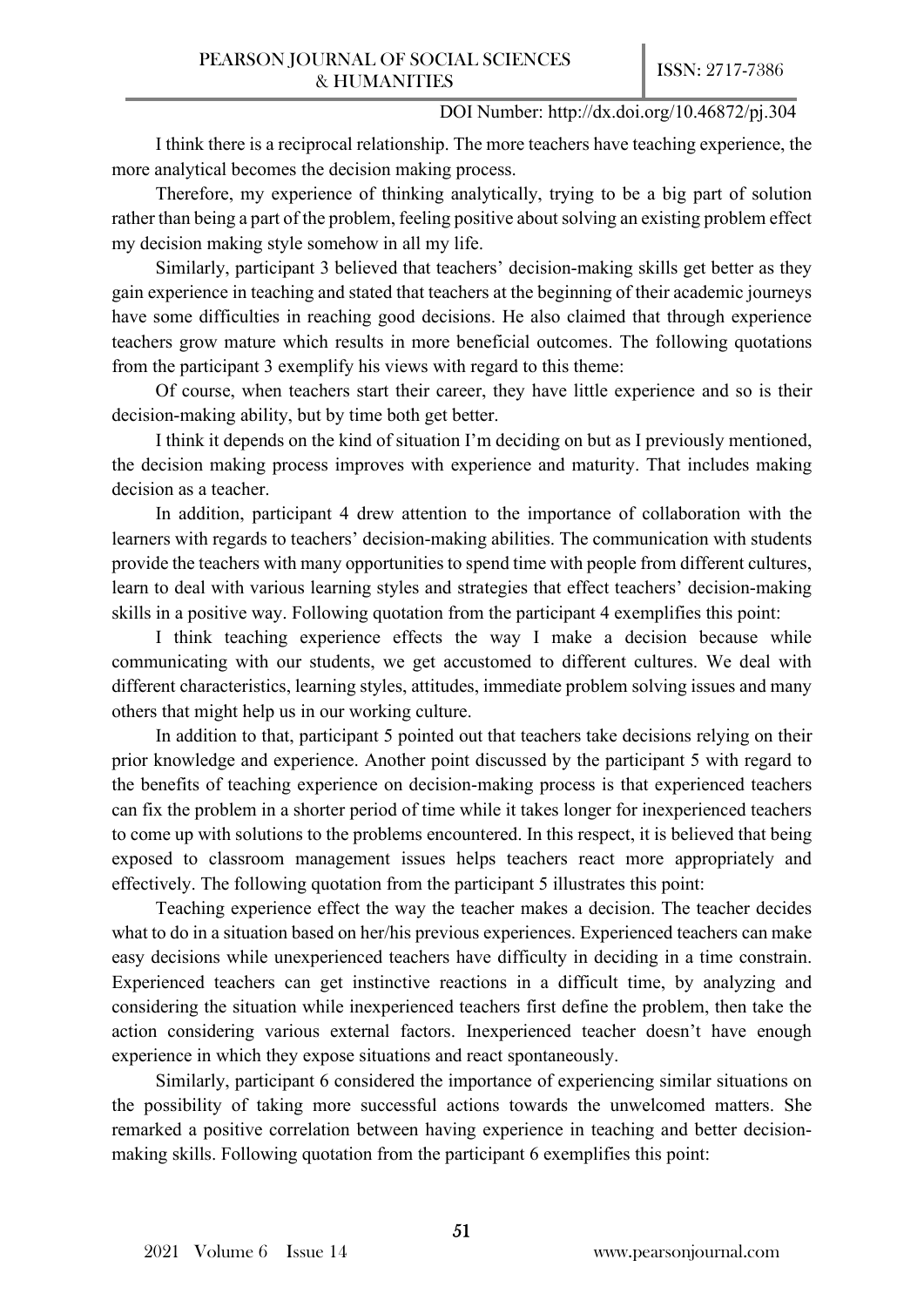I think there is a reciprocal relationship. The more teachers have teaching experience, the more analytical becomes the decision making process.

Therefore, my experience of thinking analytically, trying to be a big part of solution rather than being a part of the problem, feeling positive about solving an existing problem effect my decision making style somehow in all my life.

Similarly, participant 3 believed that teachers' decision-making skills get better as they gain experience in teaching and stated that teachers at the beginning of their academic journeys have some difficulties in reaching good decisions. He also claimed that through experience teachers grow mature which results in more beneficial outcomes. The following quotations from the participant 3 exemplify his views with regard to this theme:

Of course, when teachers start their career, they have little experience and so is their decision-making ability, but by time both get better.

I think it depends on the kind of situation I'm deciding on but as I previously mentioned, the decision making process improves with experience and maturity. That includes making decision as a teacher.

In addition, participant 4 drew attention to the importance of collaboration with the learners with regards to teachers' decision-making abilities. The communication with students provide the teachers with many opportunities to spend time with people from different cultures, learn to deal with various learning styles and strategies that effect teachers' decision-making skills in a positive way. Following quotation from the participant 4 exemplifies this point:

I think teaching experience effects the way I make a decision because while communicating with our students, we get accustomed to different cultures. We deal with different characteristics, learning styles, attitudes, immediate problem solving issues and many others that might help us in our working culture.

In addition to that, participant 5 pointed out that teachers take decisions relying on their prior knowledge and experience. Another point discussed by the participant 5 with regard to the benefits of teaching experience on decision-making process is that experienced teachers can fix the problem in a shorter period of time while it takes longer for inexperienced teachers to come up with solutions to the problems encountered. In this respect, it is believed that being exposed to classroom management issues helps teachers react more appropriately and effectively. The following quotation from the participant 5 illustrates this point:

Teaching experience effect the way the teacher makes a decision. The teacher decides what to do in a situation based on her/his previous experiences. Experienced teachers can make easy decisions while unexperienced teachers have difficulty in deciding in a time constrain. Experienced teachers can get instinctive reactions in a difficult time, by analyzing and considering the situation while inexperienced teachers first define the problem, then take the action considering various external factors. Inexperienced teacher doesn't have enough experience in which they expose situations and react spontaneously.

Similarly, participant 6 considered the importance of experiencing similar situations on the possibility of taking more successful actions towards the unwelcomed matters. She remarked a positive correlation between having experience in teaching and better decision-making skills. Following quotation from the participant 6 exemplifies this point: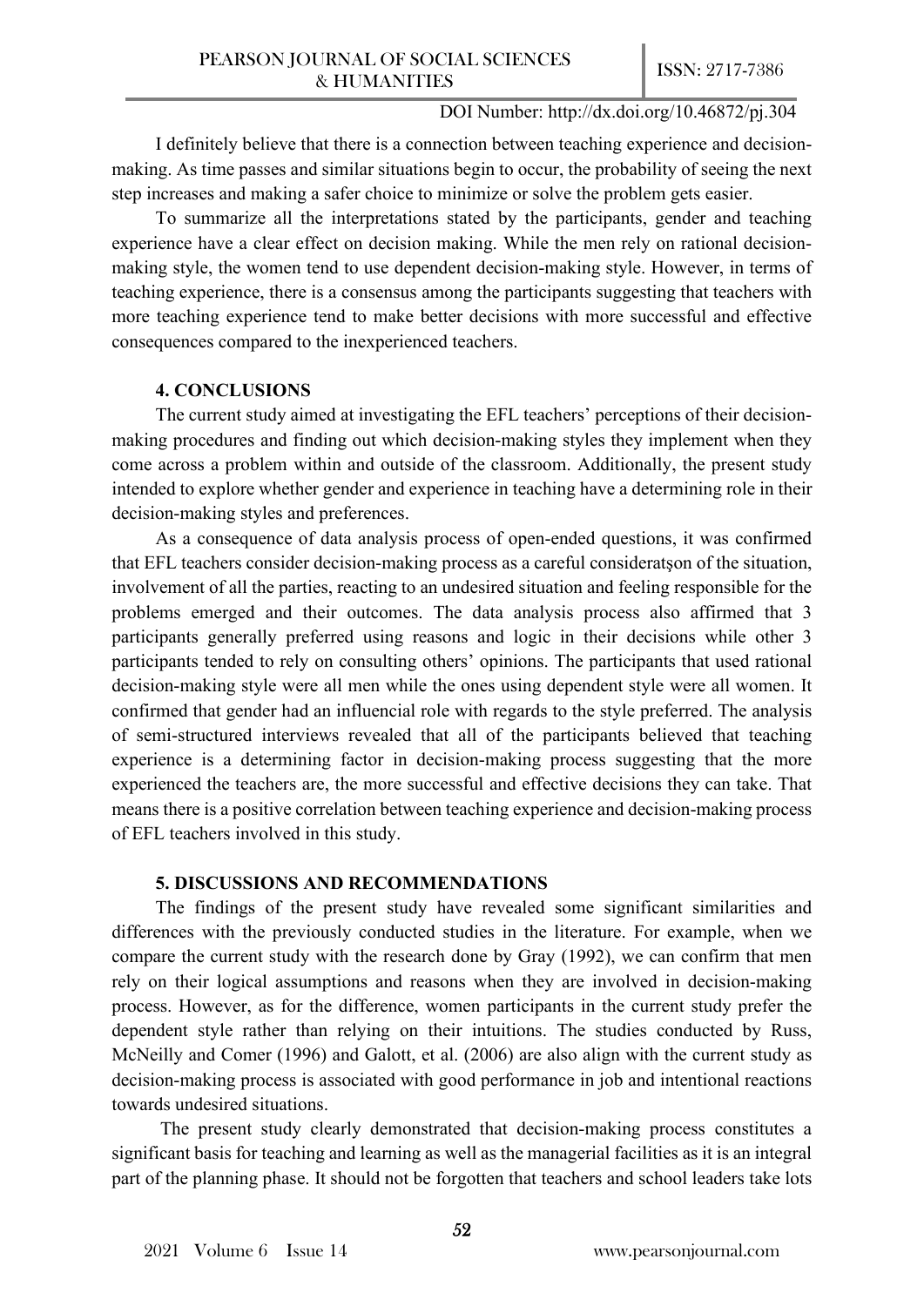I definitely believe that there is a connection between teaching experience and decision-making. As time passes and similar situations begin to occur, the probability of seeing the next step increases and making a safer choice to minimize or solve the problem gets easier.

To summarize all the interpretations stated by the participants, gender and teaching experience have a clear effect on decision making. While the men rely on rational decision-making style, the women tend to use dependent decision-making style. However, in terms of teaching experience, there is a consensus among the participants suggesting that teachers with more teaching experience tend to make better decisions with more successful and effective consequences compared to the inexperienced teachers.

## 4. CONCLUSIONS

The current study aimed at investigating the EFL teachers' perceptions of their decision-making procedures and finding out which decision-making styles they implement when they come across a problem within and outside of the classroom. Additionally, the present study intended to explore whether gender and experience in teaching have a determining role in their decision-making styles and preferences.

As a consequence of data analysis process of open-ended questions, it was confirmed that EFL teachers consider decision-making process as a careful consideratşon of the situation, involvement of all the parties, reacting to an undesired situation and feeling responsible for the problems emerged and their outcomes. The data analysis process also affirmed that 3 participants generally preferred using reasons and logic in their decisions while other 3 participants tended to rely on consulting others' opinions. The participants that used rational decision-making style were all men while the ones using dependent style were all women. It confirmed that gender had an influencial role with regards to the style preferred. The analysis of semi-structured interviews revealed that all of the participants believed that teaching experience is a determining factor in decision-making process suggesting that the more experienced the teachers are, the more successful and effective decisions they can take. That means there is a positive correlation between teaching experience and decision-making process of EFL teachers involved in this study.

## 5. DISCUSSIONS AND RECOMMENDATIONS

The findings of the present study have revealed some significant similarities and differences with the previously conducted studies in the literature. For example, when we compare the current study with the research done by Gray (1992), we can confirm that men rely on their logical assumptions and reasons when they are involved in decision-making process. However, as for the difference, women participants in the current study prefer the dependent style rather than relying on their intuitions. The studies conducted by Russ, McNeilly and Comer (1996) and Galott, et al. (2006) are also align with the current study as decision-making process is associated with good performance in job and intentional reactions towards undesired situations.

The present study clearly demonstrated that decision-making process constitutes a significant basis for teaching and learning as well as the managerial facilities as it is an integral part of the planning phase. It should not be forgotten that teachers and school leaders take lots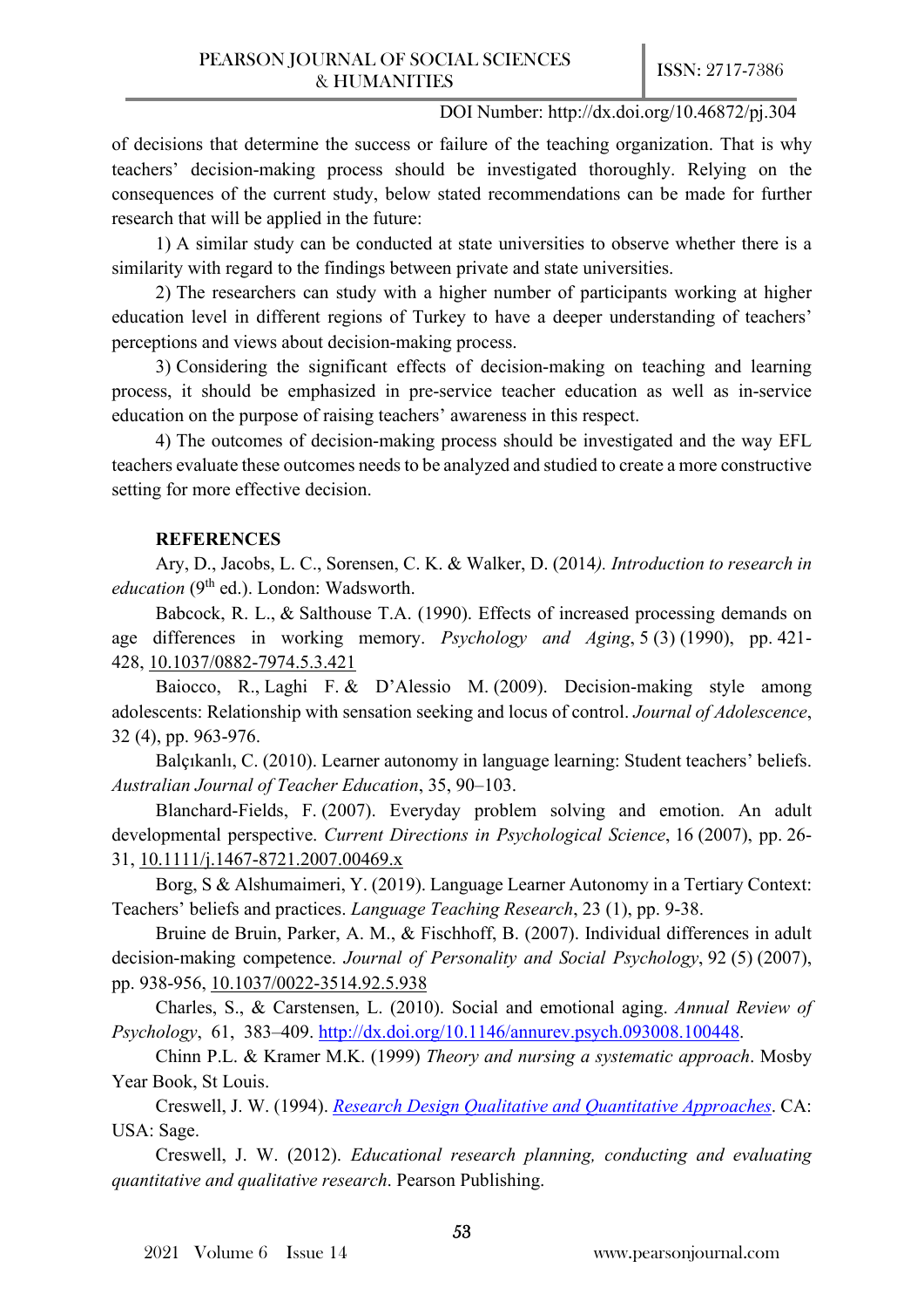of decisions that determine the success or failure of the teaching organization. That is why teachers' decision-making process should be investigated thoroughly. Relying on the consequences of the current study, below stated recommendations can be made for further research that will be applied in the future:

1) A similar study can be conducted at state universities to observe whether there is a similarity with regard to the findings between private and state universities.

2) The researchers can study with a higher number of participants working at higher education level in different regions of Turkey to have a deeper understanding of teachers' perceptions and views about decision-making process.

3) Considering the significant effects of decision-making on teaching and learning process, it should be emphasized in pre-service teacher education as well as in-service education on the purpose of raising teachers' awareness in this respect.

4) The outcomes of decision-making process should be investigated and the way EFL teachers evaluate these outcomes needs to be analyzed and studied to create a more constructive setting for more effective decision.

## REFERENCES

Ary, D., Jacobs, L. C., Sorensen, C. K. & Walker, D. (2014*). Introduction to research in education* (9th ed.). London: Wadsworth.

Babcock, R. L., & Salthouse T.A. (1990). Effects of increased processing demands on age differences in working memory. *Psychology and Aging*, 5 (3) (1990), pp. 421-428, 10.1037/0882-7974.5.3.421

Baiocco, R., Laghi F. & D'Alessio M. (2009). Decision-making style among adolescents: Relationship with sensation seeking and locus of control. *Journal of Adolescence*, 32 (4), pp. 963-976.

Balçıkanlı, C. (2010). Learner autonomy in language learning: Student teachers' beliefs. *Australian Journal of Teacher Education*, 35, 90–103.

Blanchard-Fields, F. (2007). Everyday problem solving and emotion. An adult developmental perspective. *Current Directions in Psychological Science*, 16 (2007), pp. 26-31, 10.1111/j.1467-8721.2007.00469.x

Borg, S & Alshumaimeri, Y. (2019). Language Learner Autonomy in a Tertiary Context: Teachers' beliefs and practices. *Language Teaching Research*, 23 (1), pp. 9-38.

Bruine de Bruin, Parker, A. M., & Fischhoff, B. (2007). Individual differences in adult decision-making competence. *Journal of Personality and Social Psychology*, 92 (5) (2007), pp. 938-956, 10.1037/0022-3514.92.5.938

Charles, S., & Carstensen, L. (2010). Social and emotional aging. *Annual Review of Psychology*, 61, 383–409. http://dx.doi.org/10.1146/annurev.psych.093008.100448.

Chinn P.L. & Kramer M.K. (1999) *Theory and nursing a systematic approach*. Mosby Year Book, St Louis.

Creswell, J. W. (1994). *Research Design Qualitative and Quantitative Approaches*. CA: USA: Sage.

Creswell, J. W. (2012). *Educational research planning, conducting and evaluating quantitative and qualitative research*. Pearson Publishing.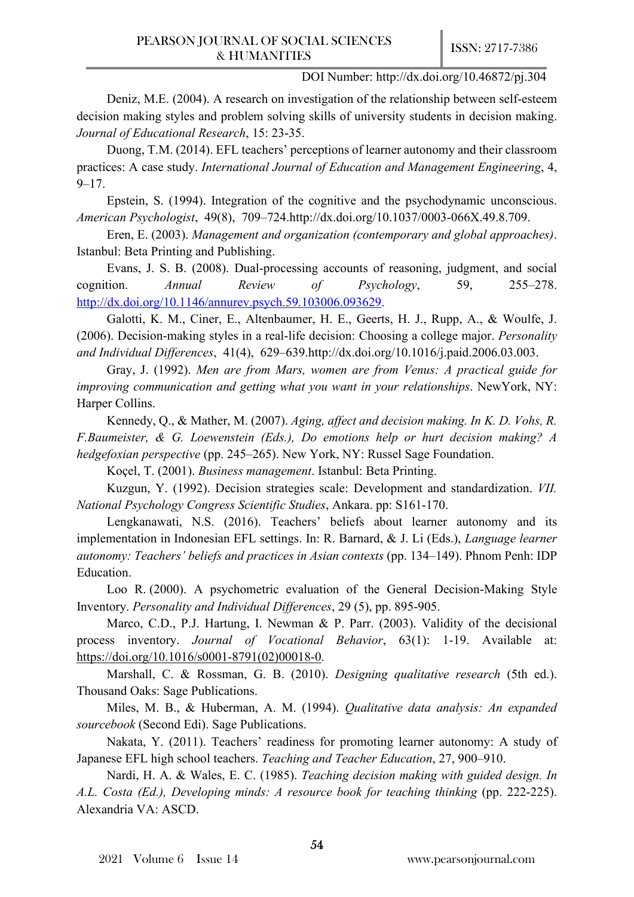Deniz, M.E. (2004). A research on investigation of the relationship between self-esteem decision making styles and problem solving skills of university students in decision making. *Journal of Educational Research*, 15: 23-35.

Duong, T.M. (2014). EFL teachers' perceptions of learner autonomy and their classroom practices: A case study. *International Journal of Education and Management Engineering*, 4, 9–17.

Epstein, S. (1994). Integration of the cognitive and the psychodynamic unconscious. *American Psychologist*, 49(8), 709–724.http://dx.doi.org/10.1037/0003-066X.49.8.709.

Eren, E. (2003). *Management and organization (contemporary and global approaches)*. Istanbul: Beta Printing and Publishing.

Evans, J. S. B. (2008). Dual-processing accounts of reasoning, judgment, and social cognition. *Annual Review of Psychology*, 59, 255–278. http://dx.doi.org/10.1146/annurev.psych.59.103006.093629.

Galotti, K. M., Ciner, E., Altenbaumer, H. E., Geerts, H. J., Rupp, A., & Woulfe, J. (2006). Decision-making styles in a real-life decision: Choosing a college major. *Personality and Individual Differences*, 41(4), 629–639.http://dx.doi.org/10.1016/j.paid.2006.03.003.

Gray, J. (1992). *Men are from Mars, women are from Venus: A practical guide for improving communication and getting what you want in your relationships*. NewYork, NY: Harper Collins.

Kennedy, Q., & Mather, M. (2007). *Aging, affect and decision making. In K. D. Vohs, R. F.Baumeister, & G. Loewenstein (Eds.), Do emotions help or hurt decision making? A hedgefoxian perspective* (pp. 245–265). New York, NY: Russel Sage Foundation.

Koçel, T. (2001). *Business management*. Istanbul: Beta Printing.

Kuzgun, Y. (1992). Decision strategies scale: Development and standardization. *VII. National Psychology Congress Scientific Studies*, Ankara. pp: S161-170.

Lengkanawati, N.S. (2016). Teachers' beliefs about learner autonomy and its implementation in Indonesian EFL settings. In: R. Barnard, & J. Li (Eds.), *Language learner autonomy: Teachers' beliefs and practices in Asian contexts* (pp. 134–149). Phnom Penh: IDP Education.

Loo R. (2000). A psychometric evaluation of the General Decision-Making Style Inventory. *Personality and Individual Differences*, 29 (5), pp. 895-905.

Marco, C.D., P.J. Hartung, I. Newman & P. Parr. (2003). Validity of the decisional process inventory. *Journal of Vocational Behavior*, 63(1): 1-19. Available at: https://doi.org/10.1016/s0001-8791(02)00018-0.

Marshall, C. & Rossman, G. B. (2010). *Designing qualitative research* (5th ed.). Thousand Oaks: Sage Publications.

Miles, M. B., & Huberman, A. M. (1994). *Qualitative data analysis: An expanded sourcebook* (Second Edi). Sage Publications.

Nakata, Y. (2011). Teachers' readiness for promoting learner autonomy: A study of Japanese EFL high school teachers. *Teaching and Teacher Education*, 27, 900–910.

Nardi, H. A. & Wales, E. C. (1985). *Teaching decision making with guided design. In A.L. Costa (Ed.), Developing minds: A resource book for teaching thinking* (pp. 222-225). Alexandria VA: ASCD.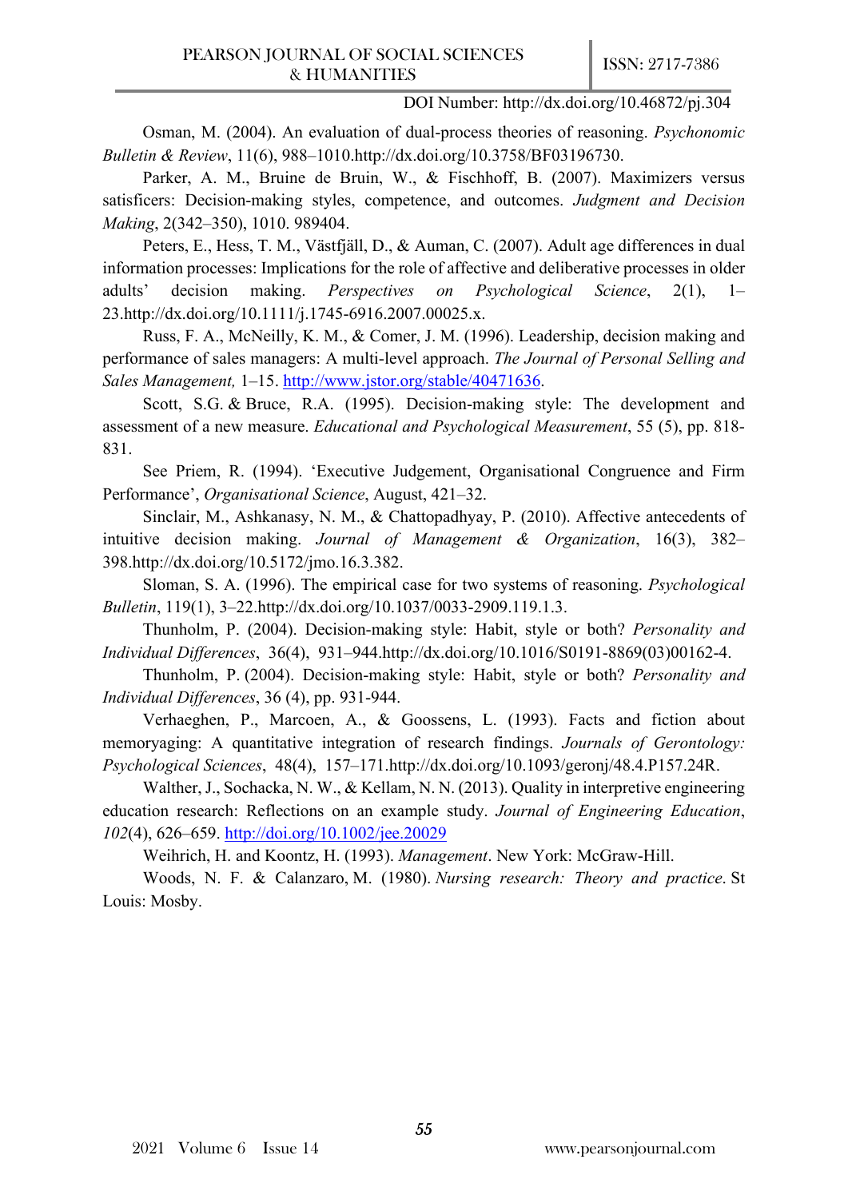Osman, M. (2004). An evaluation of dual-process theories of reasoning. *Psychonomic Bulletin & Review*, 11(6), 988–1010.http://dx.doi.org/10.3758/BF03196730.

Parker, A. M., Bruine de Bruin, W., & Fischhoff, B. (2007). Maximizers versus satisficers: Decision-making styles, competence, and outcomes. *Judgment and Decision Making*, 2(342–350), 1010. 989404.

Peters, E., Hess, T. M., Västfjäll, D., & Auman, C. (2007). Adult age differences in dual information processes: Implications for the role of affective and deliberative processes in older adults' decision making. *Perspectives on Psychological Science*, 2(1), 1–23.http://dx.doi.org/10.1111/j.1745-6916.2007.00025.x.

Russ, F. A., McNeilly, K. M., & Comer, J. M. (1996). Leadership, decision making and performance of sales managers: A multi-level approach. *The Journal of Personal Selling and Sales Management,* 1–15. http://www.jstor.org/stable/40471636.

Scott, S.G. & Bruce, R.A. (1995). Decision-making style: The development and assessment of a new measure. *Educational and Psychological Measurement*, 55 (5), pp. 818-831.

See Priem, R. (1994). 'Executive Judgement, Organisational Congruence and Firm Performance', *Organisational Science*, August, 421–32.

Sinclair, M., Ashkanasy, N. M., & Chattopadhyay, P. (2010). Affective antecedents of intuitive decision making. *Journal of Management & Organization*, 16(3), 382–398.http://dx.doi.org/10.5172/jmo.16.3.382.

Sloman, S. A. (1996). The empirical case for two systems of reasoning. *Psychological Bulletin*, 119(1), 3–22.http://dx.doi.org/10.1037/0033-2909.119.1.3.

Thunholm, P. (2004). Decision-making style: Habit, style or both? *Personality and Individual Differences*, 36(4), 931–944.http://dx.doi.org/10.1016/S0191-8869(03)00162-4.

Thunholm, P. (2004). Decision-making style: Habit, style or both? *Personality and Individual Differences*, 36 (4), pp. 931-944.

Verhaeghen, P., Marcoen, A., & Goossens, L. (1993). Facts and fiction about memoryaging: A quantitative integration of research findings. *Journals of Gerontology: Psychological Sciences*, 48(4), 157–171.http://dx.doi.org/10.1093/geronj/48.4.P157.24R.

Walther, J., Sochacka, N. W., & Kellam, N. N. (2013). Quality in interpretive engineering education research: Reflections on an example study. *Journal of Engineering Education*, *102*(4), 626–659. http://doi.org/10.1002/jee.20029

Weihrich, H. and Koontz, H. (1993). *Management*. New York: McGraw-Hill.

Woods, N. F. & Calanzaro, M. (1980). *Nursing research: Theory and practice*. St Louis: Mosby.